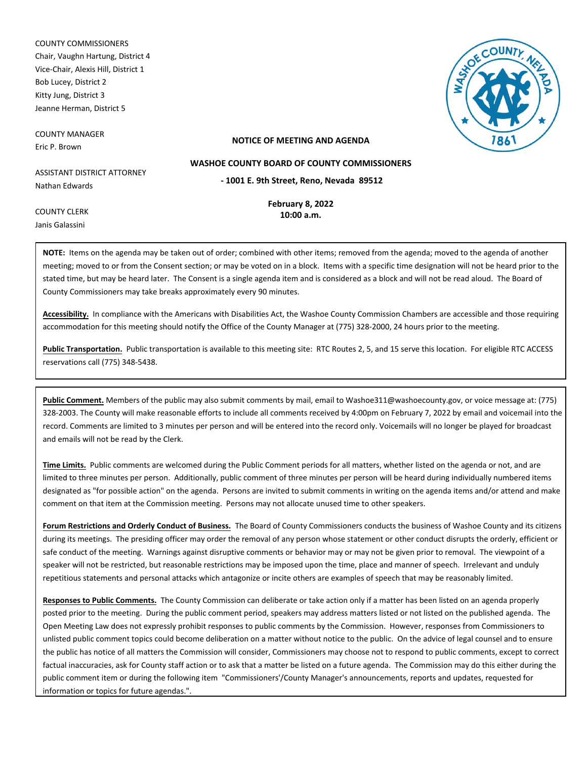COUNTY COMMISSIONERS
Chair, Vaughn Hartung, District 4
Vice-Chair, Alexis Hill, District 1
Bob Lucey, District 2
Kitty Jung, District 3
Jeanne Herman, District 5

COUNTY MANAGER
Eric P. Brown

ASSISTANT DISTRICT ATTORNEY
Nathan Edwards

COUNTY CLERK
Janis Galassini

**NOTICE OF MEETING AND AGENDA**

**WASHOE COUNTY BOARD OF COUNTY COMMISSIONERS**

**- 1001 E. 9th Street, Reno, Nevada 89512**

**February 8, 2022**
**10:00 a.m.**

**NOTE:** Items on the agenda may be taken out of order; combined with other items; removed from the agenda; moved to the agenda of another meeting; moved to or from the Consent section; or may be voted on in a block. Items with a specific time designation will not be heard prior to the stated time, but may be heard later. The Consent is a single agenda item and is considered as a block and will not be read aloud. The Board of County Commissioners may take breaks approximately every 90 minutes.

**Accessibility.** In compliance with the Americans with Disabilities Act, the Washoe County Commission Chambers are accessible and those requiring accommodation for this meeting should notify the Office of the County Manager at (775) 328-2000, 24 hours prior to the meeting.

**Public Transportation.** Public transportation is available to this meeting site: RTC Routes 2, 5, and 15 serve this location. For eligible RTC ACCESS reservations call (775) 348-5438.

**Public Comment.** Members of the public may also submit comments by mail, email to Washoe311@washoecounty.gov, or voice message at: (775) 328-2003. The County will make reasonable efforts to include all comments received by 4:00pm on February 7, 2022 by email and voicemail into the record. Comments are limited to 3 minutes per person and will be entered into the record only. Voicemails will no longer be played for broadcast and emails will not be read by the Clerk.

**Time Limits.** Public comments are welcomed during the Public Comment periods for all matters, whether listed on the agenda or not, and are limited to three minutes per person. Additionally, public comment of three minutes per person will be heard during individually numbered items designated as "for possible action" on the agenda. Persons are invited to submit comments in writing on the agenda items and/or attend and make comment on that item at the Commission meeting. Persons may not allocate unused time to other speakers.

**Forum Restrictions and Orderly Conduct of Business.** The Board of County Commissioners conducts the business of Washoe County and its citizens during its meetings. The presiding officer may order the removal of any person whose statement or other conduct disrupts the orderly, efficient or safe conduct of the meeting. Warnings against disruptive comments or behavior may or may not be given prior to removal. The viewpoint of a speaker will not be restricted, but reasonable restrictions may be imposed upon the time, place and manner of speech. Irrelevant and unduly repetitious statements and personal attacks which antagonize or incite others are examples of speech that may be reasonably limited.

**Responses to Public Comments.** The County Commission can deliberate or take action only if a matter has been listed on an agenda properly posted prior to the meeting. During the public comment period, speakers may address matters listed or not listed on the published agenda. The Open Meeting Law does not expressly prohibit responses to public comments by the Commission. However, responses from Commissioners to unlisted public comment topics could become deliberation on a matter without notice to the public. On the advice of legal counsel and to ensure the public has notice of all matters the Commission will consider, Commissioners may choose not to respond to public comments, except to correct factual inaccuracies, ask for County staff action or to ask that a matter be listed on a future agenda. The Commission may do this either during the public comment item or during the following item "Commissioners'/County Manager's announcements, reports and updates, requested for information or topics for future agendas.".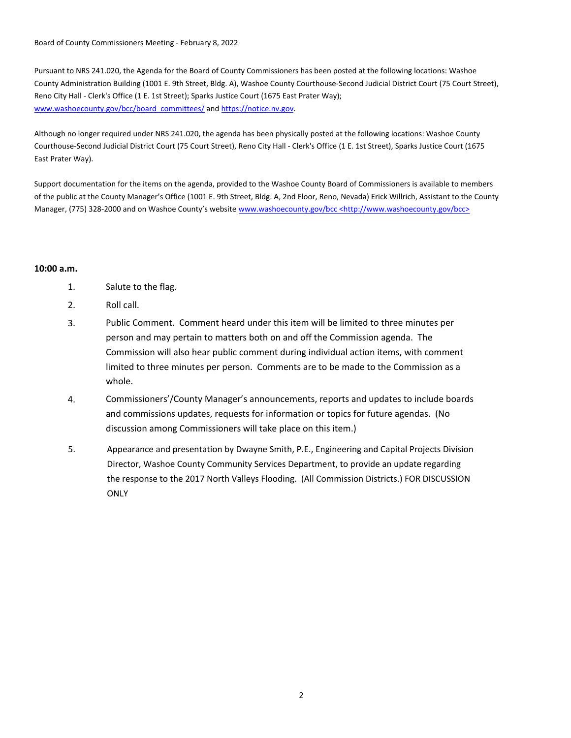Board of County Commissioners Meeting - February 8, 2022

Pursuant to NRS 241.020, the Agenda for the Board of County Commissioners has been posted at the following locations: Washoe County Administration Building (1001 E. 9th Street, Bldg. A), Washoe County Courthouse-Second Judicial District Court (75 Court Street), Reno City Hall - Clerk's Office (1 E. 1st Street); Sparks Justice Court (1675 East Prater Way); www.washoecounty.gov/bcc/board_committees/ and https://notice.nv.gov.

Although no longer required under NRS 241.020, the agenda has been physically posted at the following locations: Washoe County Courthouse-Second Judicial District Court (75 Court Street), Reno City Hall - Clerk's Office (1 E. 1st Street), Sparks Justice Court (1675 East Prater Way).

Support documentation for the items on the agenda, provided to the Washoe County Board of Commissioners is available to members of the public at the County Manager's Office (1001 E. 9th Street, Bldg. A, 2nd Floor, Reno, Nevada) Erick Willrich, Assistant to the County Manager, (775) 328-2000 and on Washoe County's website www.washoecounty.gov/bcc <http://www.washoecounty.gov/bcc>

**10:00 a.m.**

1. Salute to the flag.
2. Roll call.
3. Public Comment. Comment heard under this item will be limited to three minutes per person and may pertain to matters both on and off the Commission agenda. The Commission will also hear public comment during individual action items, with comment limited to three minutes per person. Comments are to be made to the Commission as a whole.
4. Commissioners'/County Manager's announcements, reports and updates to include boards and commissions updates, requests for information or topics for future agendas. (No discussion among Commissioners will take place on this item.)
5. Appearance and presentation by Dwayne Smith, P.E., Engineering and Capital Projects Division Director, Washoe County Community Services Department, to provide an update regarding the response to the 2017 North Valleys Flooding. (All Commission Districts.) FOR DISCUSSION ONLY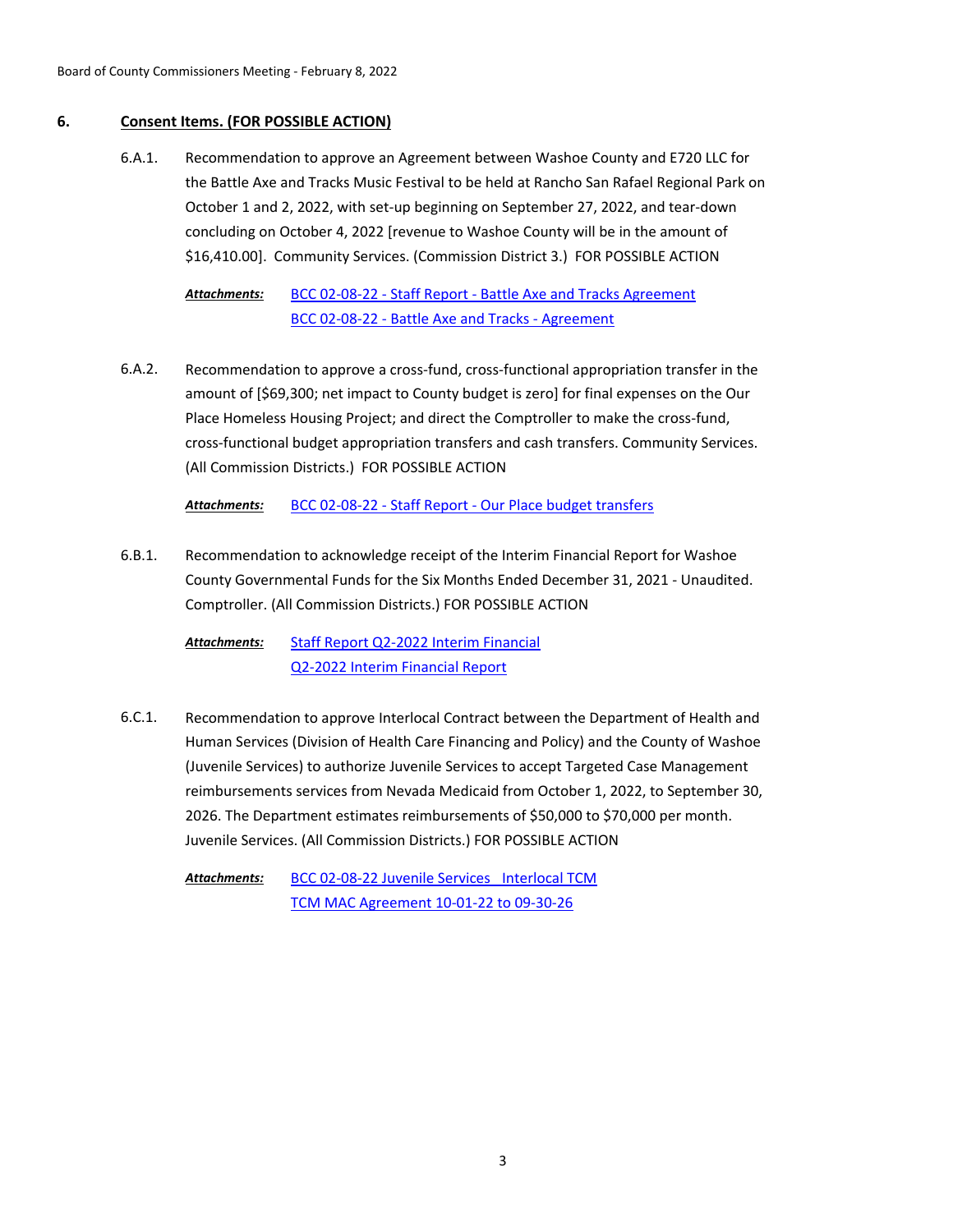## 6. Consent Items. (FOR POSSIBLE ACTION)

6.A.1. Recommendation to approve an Agreement between Washoe County and E720 LLC for the Battle Axe and Tracks Music Festival to be held at Rancho San Rafael Regional Park on October 1 and 2, 2022, with set-up beginning on September 27, 2022, and tear-down concluding on October 4, 2022 [revenue to Washoe County will be in the amount of $16,410.00]. Community Services. (Commission District 3.) FOR POSSIBLE ACTION

***Attachments:*** BCC 02-08-22 - Staff Report - Battle Axe and Tracks Agreement
BCC 02-08-22 - Battle Axe and Tracks - Agreement

6.A.2. Recommendation to approve a cross-fund, cross-functional appropriation transfer in the amount of [$69,300; net impact to County budget is zero] for final expenses on the Our Place Homeless Housing Project; and direct the Comptroller to make the cross-fund, cross-functional budget appropriation transfers and cash transfers. Community Services. (All Commission Districts.) FOR POSSIBLE ACTION

***Attachments:*** BCC 02-08-22 - Staff Report - Our Place budget transfers

6.B.1. Recommendation to acknowledge receipt of the Interim Financial Report for Washoe County Governmental Funds for the Six Months Ended December 31, 2021 - Unaudited. Comptroller. (All Commission Districts.) FOR POSSIBLE ACTION

***Attachments:*** Staff Report Q2-2022 Interim Financial
Q2-2022 Interim Financial Report

6.C.1. Recommendation to approve Interlocal Contract between the Department of Health and Human Services (Division of Health Care Financing and Policy) and the County of Washoe (Juvenile Services) to authorize Juvenile Services to accept Targeted Case Management reimbursements services from Nevada Medicaid from October 1, 2022, to September 30, 2026. The Department estimates reimbursements of $50,000 to $70,000 per month. Juvenile Services. (All Commission Districts.) FOR POSSIBLE ACTION

***Attachments:*** BCC 02-08-22 Juvenile Services Interlocal TCM
TCM MAC Agreement 10-01-22 to 09-30-26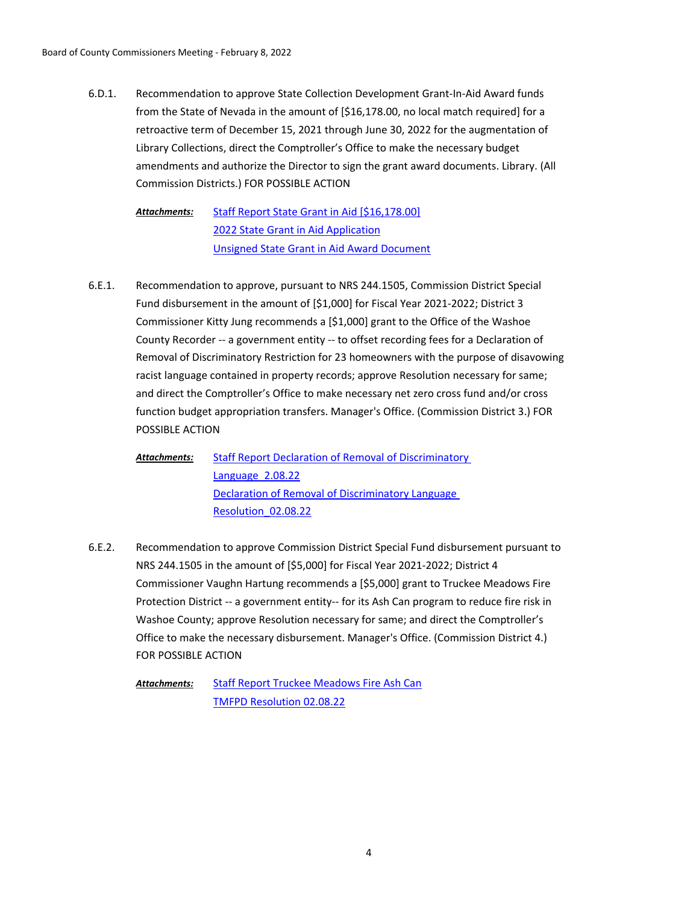6.D.1. Recommendation to approve State Collection Development Grant-In-Aid Award funds from the State of Nevada in the amount of [$16,178.00, no local match required] for a retroactive term of December 15, 2021 through June 30, 2022 for the augmentation of Library Collections, direct the Comptroller's Office to make the necessary budget amendments and authorize the Director to sign the grant award documents. Library. (All Commission Districts.) FOR POSSIBLE ACTION

***Attachments:*** Staff Report State Grant in Aid [$16,178.00]
2022 State Grant in Aid Application
Unsigned State Grant in Aid Award Document

6.E.1. Recommendation to approve, pursuant to NRS 244.1505, Commission District Special Fund disbursement in the amount of [$1,000] for Fiscal Year 2021-2022; District 3 Commissioner Kitty Jung recommends a [$1,000] grant to the Office of the Washoe County Recorder -- a government entity -- to offset recording fees for a Declaration of Removal of Discriminatory Restriction for 23 homeowners with the purpose of disavowing racist language contained in property records; approve Resolution necessary for same; and direct the Comptroller's Office to make necessary net zero cross fund and/or cross function budget appropriation transfers. Manager's Office. (Commission District 3.) FOR POSSIBLE ACTION

***Attachments:*** Staff Report Declaration of Removal of Discriminatory Language_2.08.22
Declaration of Removal of Discriminatory Language Resolution_02.08.22

6.E.2. Recommendation to approve Commission District Special Fund disbursement pursuant to NRS 244.1505 in the amount of [$5,000] for Fiscal Year 2021-2022; District 4 Commissioner Vaughn Hartung recommends a [$5,000] grant to Truckee Meadows Fire Protection District -- a government entity-- for its Ash Can program to reduce fire risk in Washoe County; approve Resolution necessary for same; and direct the Comptroller's Office to make the necessary disbursement. Manager's Office. (Commission District 4.) FOR POSSIBLE ACTION

***Attachments:*** Staff Report Truckee Meadows Fire Ash Can
TMFPD Resolution 02.08.22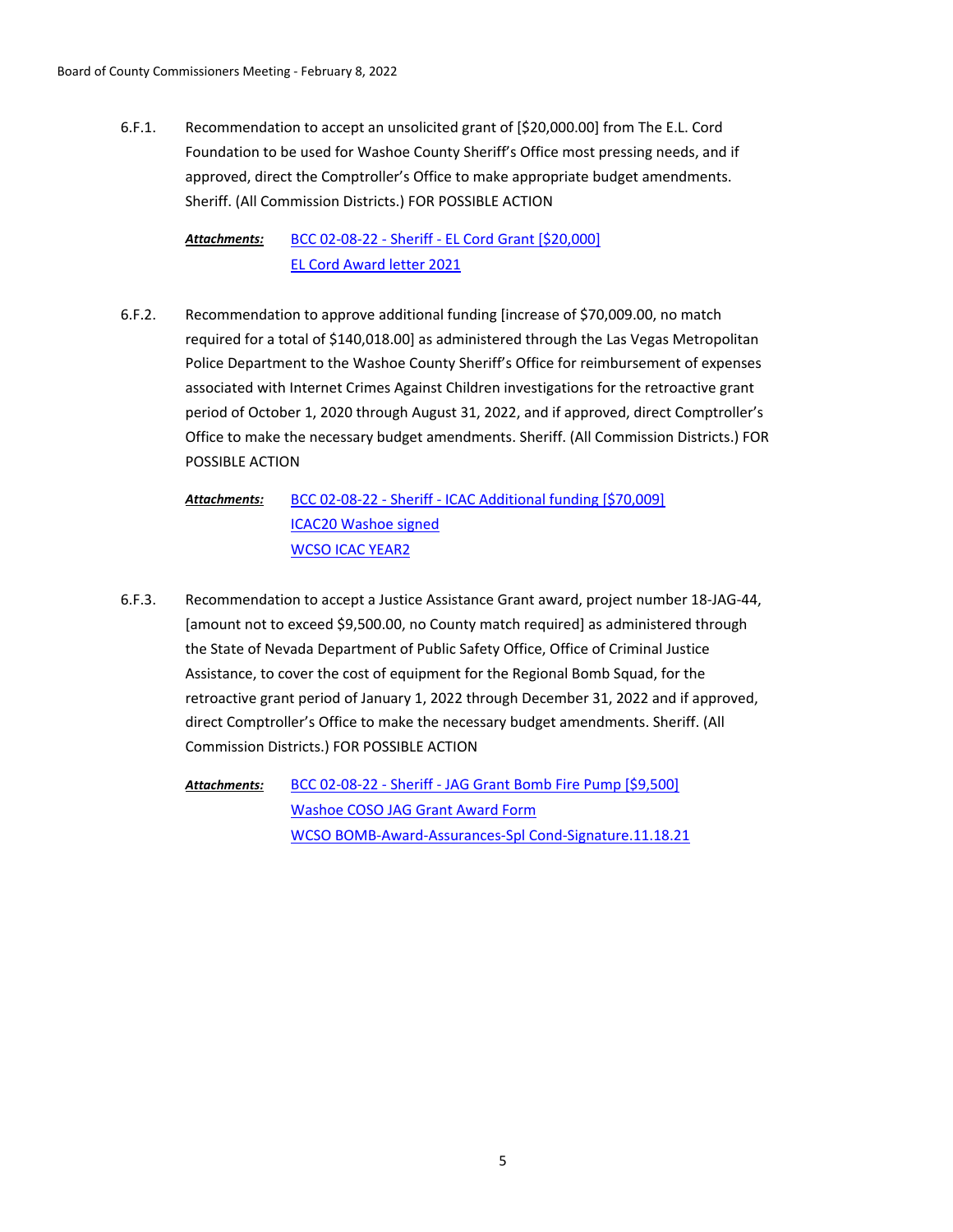6.F.1. Recommendation to accept an unsolicited grant of [$20,000.00] from The E.L. Cord Foundation to be used for Washoe County Sheriff's Office most pressing needs, and if approved, direct the Comptroller's Office to make appropriate budget amendments. Sheriff. (All Commission Districts.) FOR POSSIBLE ACTION

***Attachments:*** BCC 02-08-22 - Sheriff - EL Cord Grant [$20,000]
EL Cord Award letter 2021

6.F.2. Recommendation to approve additional funding [increase of $70,009.00, no match required for a total of $140,018.00] as administered through the Las Vegas Metropolitan Police Department to the Washoe County Sheriff's Office for reimbursement of expenses associated with Internet Crimes Against Children investigations for the retroactive grant period of October 1, 2020 through August 31, 2022, and if approved, direct Comptroller's Office to make the necessary budget amendments. Sheriff. (All Commission Districts.) FOR POSSIBLE ACTION

***Attachments:*** BCC 02-08-22 - Sheriff - ICAC Additional funding [$70,009]
ICAC20 Washoe signed
WCSO ICAC YEAR2

6.F.3. Recommendation to accept a Justice Assistance Grant award, project number 18-JAG-44, [amount not to exceed $9,500.00, no County match required] as administered through the State of Nevada Department of Public Safety Office, Office of Criminal Justice Assistance, to cover the cost of equipment for the Regional Bomb Squad, for the retroactive grant period of January 1, 2022 through December 31, 2022 and if approved, direct Comptroller's Office to make the necessary budget amendments. Sheriff. (All Commission Districts.) FOR POSSIBLE ACTION

***Attachments:*** BCC 02-08-22 - Sheriff - JAG Grant Bomb Fire Pump [$9,500]
Washoe COSO JAG Grant Award Form
WCSO BOMB-Award-Assurances-Spl Cond-Signature.11.18.21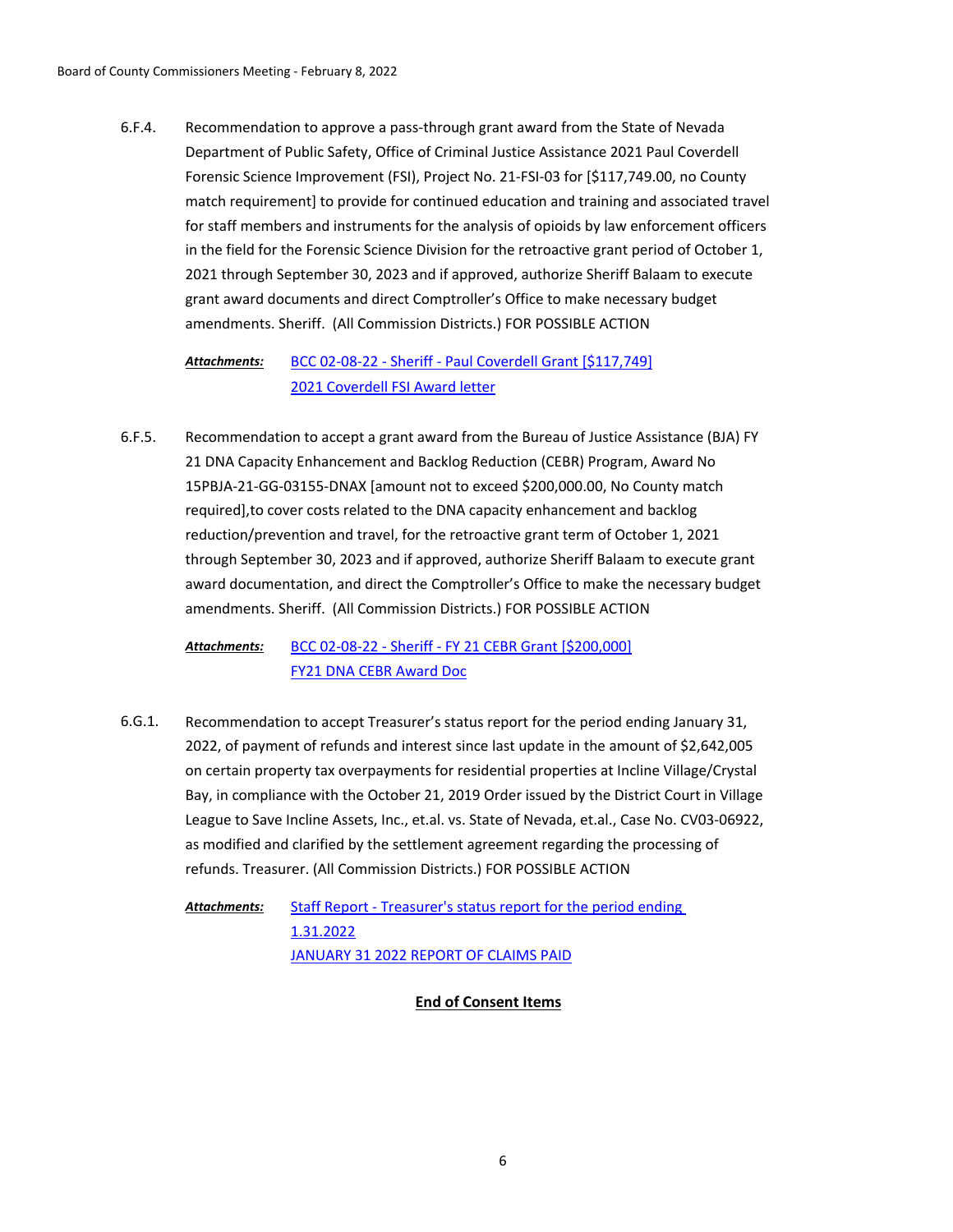6.F.4. Recommendation to approve a pass-through grant award from the State of Nevada Department of Public Safety, Office of Criminal Justice Assistance 2021 Paul Coverdell Forensic Science Improvement (FSI), Project No. 21-FSI-03 for [$117,749.00, no County match requirement] to provide for continued education and training and associated travel for staff members and instruments for the analysis of opioids by law enforcement officers in the field for the Forensic Science Division for the retroactive grant period of October 1, 2021 through September 30, 2023 and if approved, authorize Sheriff Balaam to execute grant award documents and direct Comptroller's Office to make necessary budget amendments. Sheriff. (All Commission Districts.) FOR POSSIBLE ACTION

***Attachments:*** BCC 02-08-22 - Sheriff - Paul Coverdell Grant [$117,749]
2021 Coverdell FSI Award letter

6.F.5. Recommendation to accept a grant award from the Bureau of Justice Assistance (BJA) FY 21 DNA Capacity Enhancement and Backlog Reduction (CEBR) Program, Award No 15PBJA-21-GG-03155-DNAX [amount not to exceed $200,000.00, No County match required],to cover costs related to the DNA capacity enhancement and backlog reduction/prevention and travel, for the retroactive grant term of October 1, 2021 through September 30, 2023 and if approved, authorize Sheriff Balaam to execute grant award documentation, and direct the Comptroller's Office to make the necessary budget amendments. Sheriff. (All Commission Districts.) FOR POSSIBLE ACTION

***Attachments:*** BCC 02-08-22 - Sheriff - FY 21 CEBR Grant [$200,000]
FY21 DNA CEBR Award Doc

6.G.1. Recommendation to accept Treasurer's status report for the period ending January 31, 2022, of payment of refunds and interest since last update in the amount of $2,642,005 on certain property tax overpayments for residential properties at Incline Village/Crystal Bay, in compliance with the October 21, 2019 Order issued by the District Court in Village League to Save Incline Assets, Inc., et.al. vs. State of Nevada, et.al., Case No. CV03-06922, as modified and clarified by the settlement agreement regarding the processing of refunds. Treasurer. (All Commission Districts.) FOR POSSIBLE ACTION

***Attachments:*** Staff Report - Treasurer's status report for the period ending 1.31.2022
JANUARY 31 2022 REPORT OF CLAIMS PAID

**End of Consent Items**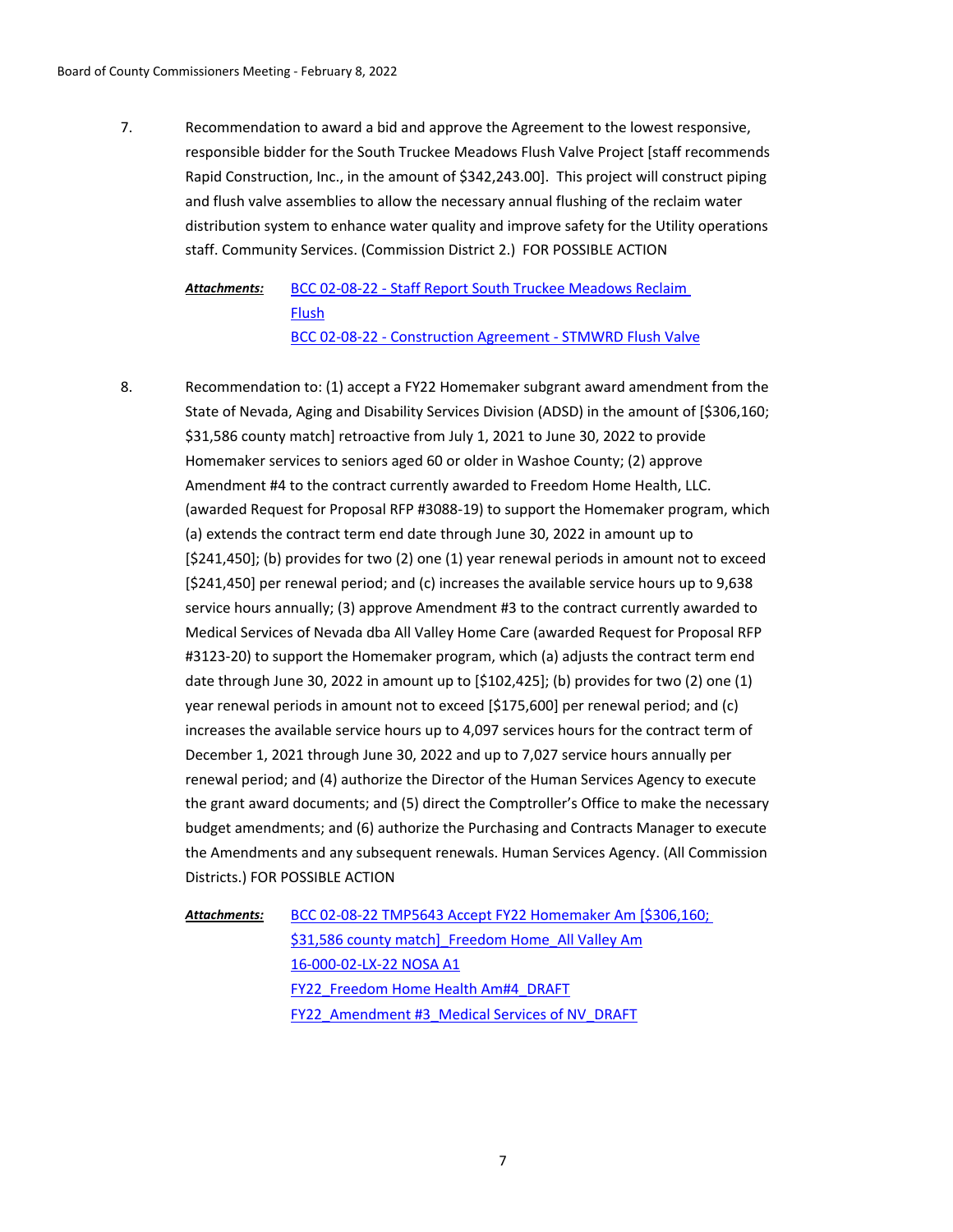7. Recommendation to award a bid and approve the Agreement to the lowest responsive, responsible bidder for the South Truckee Meadows Flush Valve Project [staff recommends Rapid Construction, Inc., in the amount of $342,243.00]. This project will construct piping and flush valve assemblies to allow the necessary annual flushing of the reclaim water distribution system to enhance water quality and improve safety for the Utility operations staff. Community Services. (Commission District 2.) FOR POSSIBLE ACTION

   ***Attachments:*** BCC 02-08-22 - Staff Report South Truckee Meadows Reclaim Flush
   BCC 02-08-22 - Construction Agreement - STMWRD Flush Valve

8. Recommendation to: (1) accept a FY22 Homemaker subgrant award amendment from the State of Nevada, Aging and Disability Services Division (ADSD) in the amount of [$306,160; $31,586 county match] retroactive from July 1, 2021 to June 30, 2022 to provide Homemaker services to seniors aged 60 or older in Washoe County; (2) approve Amendment #4 to the contract currently awarded to Freedom Home Health, LLC. (awarded Request for Proposal RFP #3088-19) to support the Homemaker program, which (a) extends the contract term end date through June 30, 2022 in amount up to [$241,450]; (b) provides for two (2) one (1) year renewal periods in amount not to exceed [$241,450] per renewal period; and (c) increases the available service hours up to 9,638 service hours annually; (3) approve Amendment #3 to the contract currently awarded to Medical Services of Nevada dba All Valley Home Care (awarded Request for Proposal RFP #3123-20) to support the Homemaker program, which (a) adjusts the contract term end date through June 30, 2022 in amount up to [$102,425]; (b) provides for two (2) one (1) year renewal periods in amount not to exceed [$175,600] per renewal period; and (c) increases the available service hours up to 4,097 services hours for the contract term of December 1, 2021 through June 30, 2022 and up to 7,027 service hours annually per renewal period; and (4) authorize the Director of the Human Services Agency to execute the grant award documents; and (5) direct the Comptroller's Office to make the necessary budget amendments; and (6) authorize the Purchasing and Contracts Manager to execute the Amendments and any subsequent renewals. Human Services Agency. (All Commission Districts.) FOR POSSIBLE ACTION

   ***Attachments:*** BCC 02-08-22 TMP5643 Accept FY22 Homemaker Am [$306,160; $31,586 county match]_Freedom Home_All Valley Am
   16-000-02-LX-22 NOSA A1
   FY22_Freedom Home Health Am#4_DRAFT
   FY22_Amendment #3_Medical Services of NV_DRAFT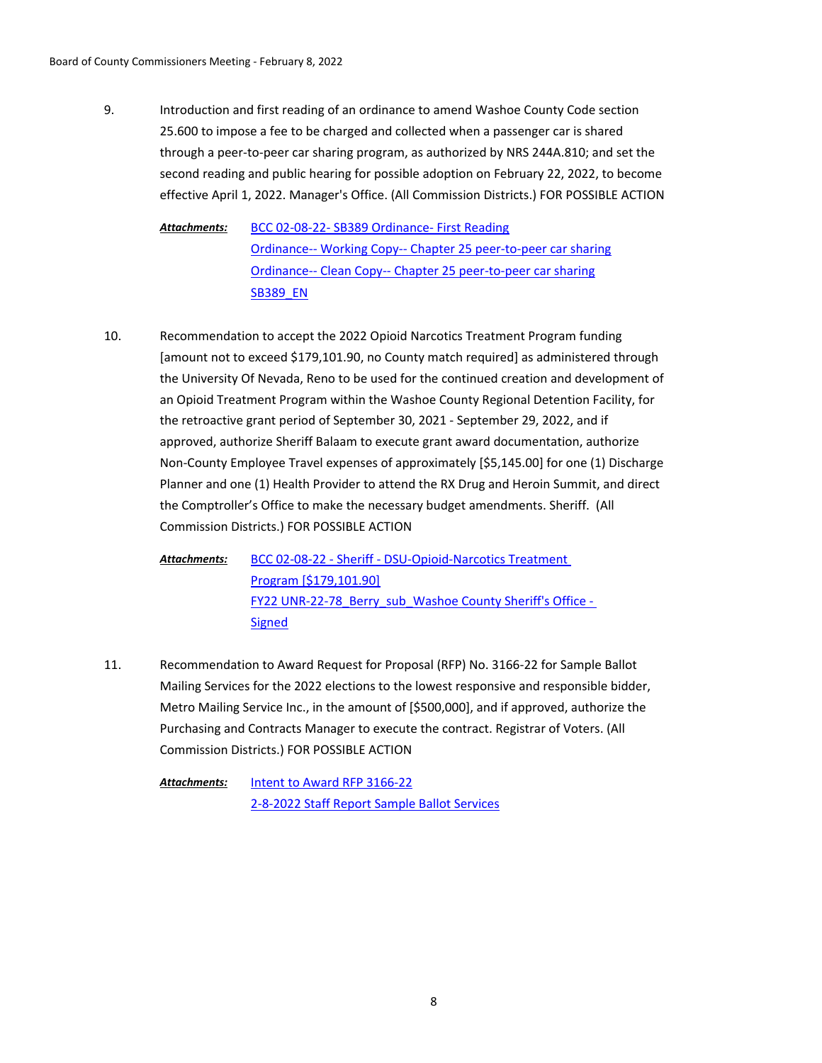9. Introduction and first reading of an ordinance to amend Washoe County Code section 25.600 to impose a fee to be charged and collected when a passenger car is shared through a peer-to-peer car sharing program, as authorized by NRS 244A.810; and set the second reading and public hearing for possible adoption on February 22, 2022, to become effective April 1, 2022. Manager's Office. (All Commission Districts.) FOR POSSIBLE ACTION

   ***Attachments:*** BCC 02-08-22- SB389 Ordinance- First Reading
   Ordinance-- Working Copy-- Chapter 25 peer-to-peer car sharing
   Ordinance-- Clean Copy-- Chapter 25 peer-to-peer car sharing
   SB389_EN

10. Recommendation to accept the 2022 Opioid Narcotics Treatment Program funding [amount not to exceed $179,101.90, no County match required] as administered through the University Of Nevada, Reno to be used for the continued creation and development of an Opioid Treatment Program within the Washoe County Regional Detention Facility, for the retroactive grant period of September 30, 2021 - September 29, 2022, and if approved, authorize Sheriff Balaam to execute grant award documentation, authorize Non-County Employee Travel expenses of approximately [$5,145.00] for one (1) Discharge Planner and one (1) Health Provider to attend the RX Drug and Heroin Summit, and direct the Comptroller's Office to make the necessary budget amendments. Sheriff. (All Commission Districts.) FOR POSSIBLE ACTION

    ***Attachments:*** BCC 02-08-22 - Sheriff - DSU-Opioid-Narcotics Treatment Program [$179,101.90]
    FY22 UNR-22-78_Berry_sub_Washoe County Sheriff's Office - Signed

11. Recommendation to Award Request for Proposal (RFP) No. 3166-22 for Sample Ballot Mailing Services for the 2022 elections to the lowest responsive and responsible bidder, Metro Mailing Service Inc., in the amount of [$500,000], and if approved, authorize the Purchasing and Contracts Manager to execute the contract. Registrar of Voters. (All Commission Districts.) FOR POSSIBLE ACTION

    ***Attachments:*** Intent to Award RFP 3166-22
    2-8-2022 Staff Report Sample Ballot Services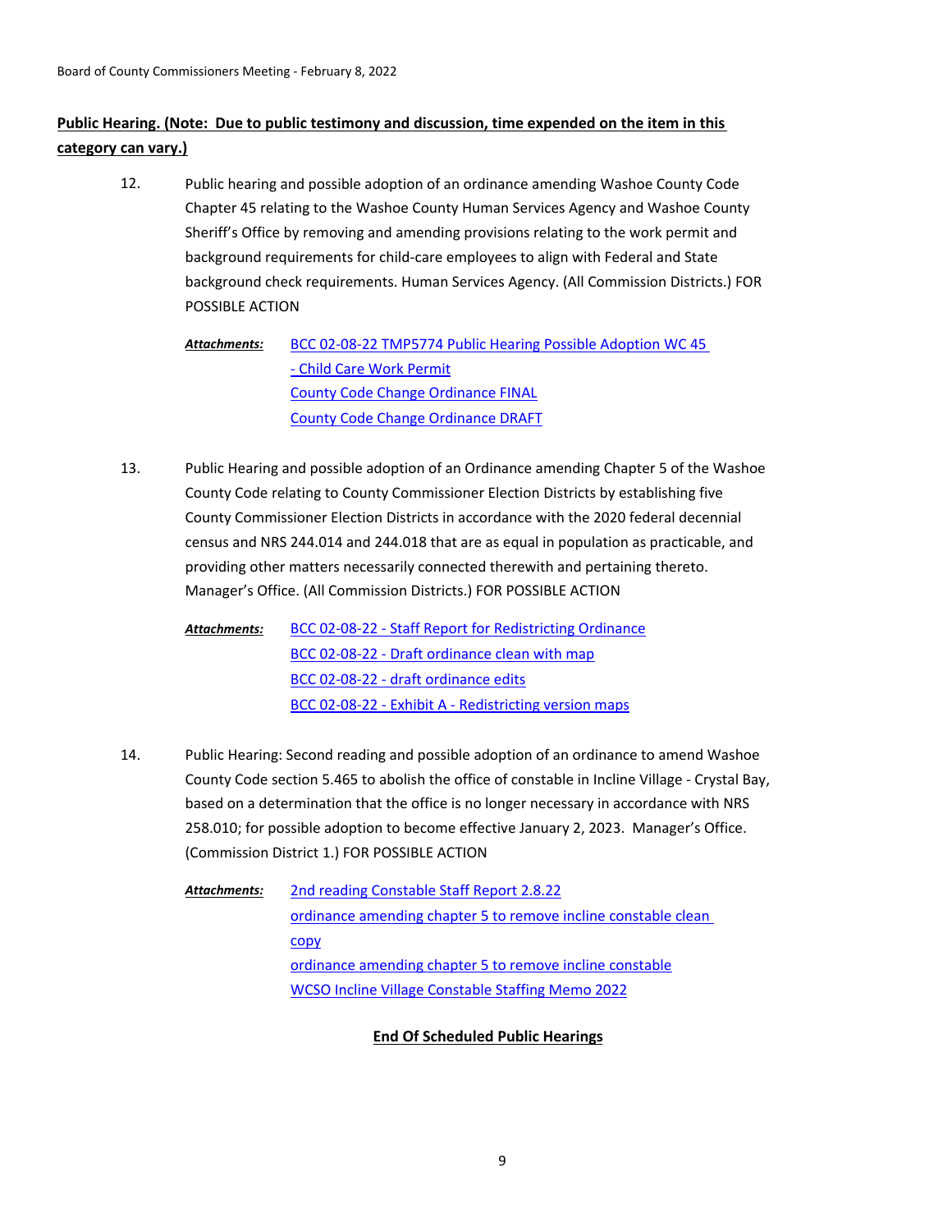**Public Hearing. (Note: Due to public testimony and discussion, time expended on the item in this category can vary.)**

12. Public hearing and possible adoption of an ordinance amending Washoe County Code Chapter 45 relating to the Washoe County Human Services Agency and Washoe County Sheriff's Office by removing and amending provisions relating to the work permit and background requirements for child-care employees to align with Federal and State background check requirements. Human Services Agency. (All Commission Districts.) FOR POSSIBLE ACTION

    ***Attachments:*** BCC 02-08-22 TMP5774 Public Hearing Possible Adoption WC 45 - Child Care Work Permit
    County Code Change Ordinance FINAL
    County Code Change Ordinance DRAFT

13. Public Hearing and possible adoption of an Ordinance amending Chapter 5 of the Washoe County Code relating to County Commissioner Election Districts by establishing five County Commissioner Election Districts in accordance with the 2020 federal decennial census and NRS 244.014 and 244.018 that are as equal in population as practicable, and providing other matters necessarily connected therewith and pertaining thereto. Manager's Office. (All Commission Districts.) FOR POSSIBLE ACTION

    ***Attachments:*** BCC 02-08-22 - Staff Report for Redistricting Ordinance
    BCC 02-08-22 - Draft ordinance clean with map
    BCC 02-08-22 - draft ordinance edits
    BCC 02-08-22 - Exhibit A - Redistricting version maps

14. Public Hearing: Second reading and possible adoption of an ordinance to amend Washoe County Code section 5.465 to abolish the office of constable in Incline Village - Crystal Bay, based on a determination that the office is no longer necessary in accordance with NRS 258.010; for possible adoption to become effective January 2, 2023. Manager's Office. (Commission District 1.) FOR POSSIBLE ACTION

    ***Attachments:*** 2nd reading Constable Staff Report 2.8.22
    ordinance amending chapter 5 to remove incline constable clean copy
    ordinance amending chapter 5 to remove incline constable
    WCSO Incline Village Constable Staffing Memo 2022

**End Of Scheduled Public Hearings**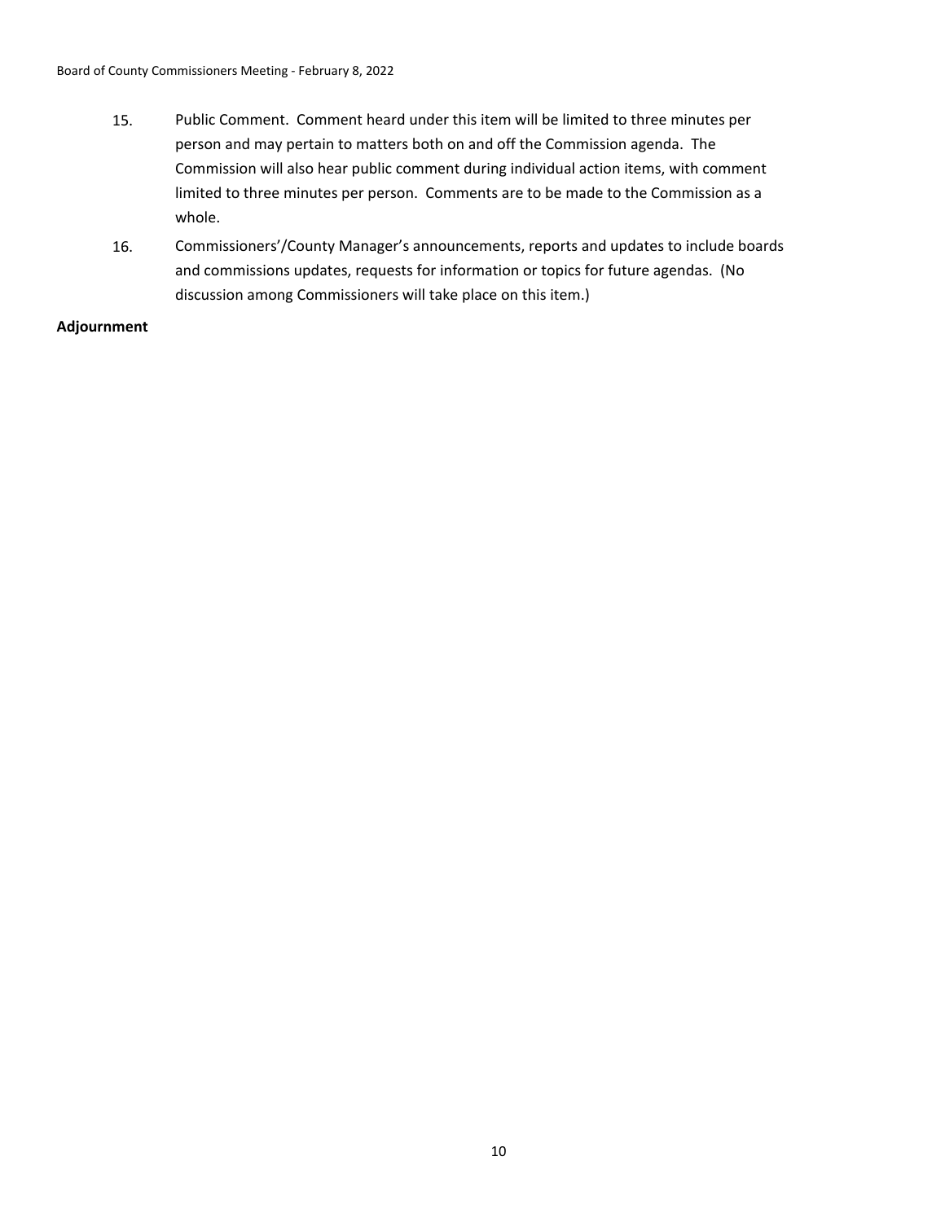15. Public Comment. Comment heard under this item will be limited to three minutes per person and may pertain to matters both on and off the Commission agenda. The Commission will also hear public comment during individual action items, with comment limited to three minutes per person. Comments are to be made to the Commission as a whole.

16. Commissioners'/County Manager's announcements, reports and updates to include boards and commissions updates, requests for information or topics for future agendas. (No discussion among Commissioners will take place on this item.)

**Adjournment**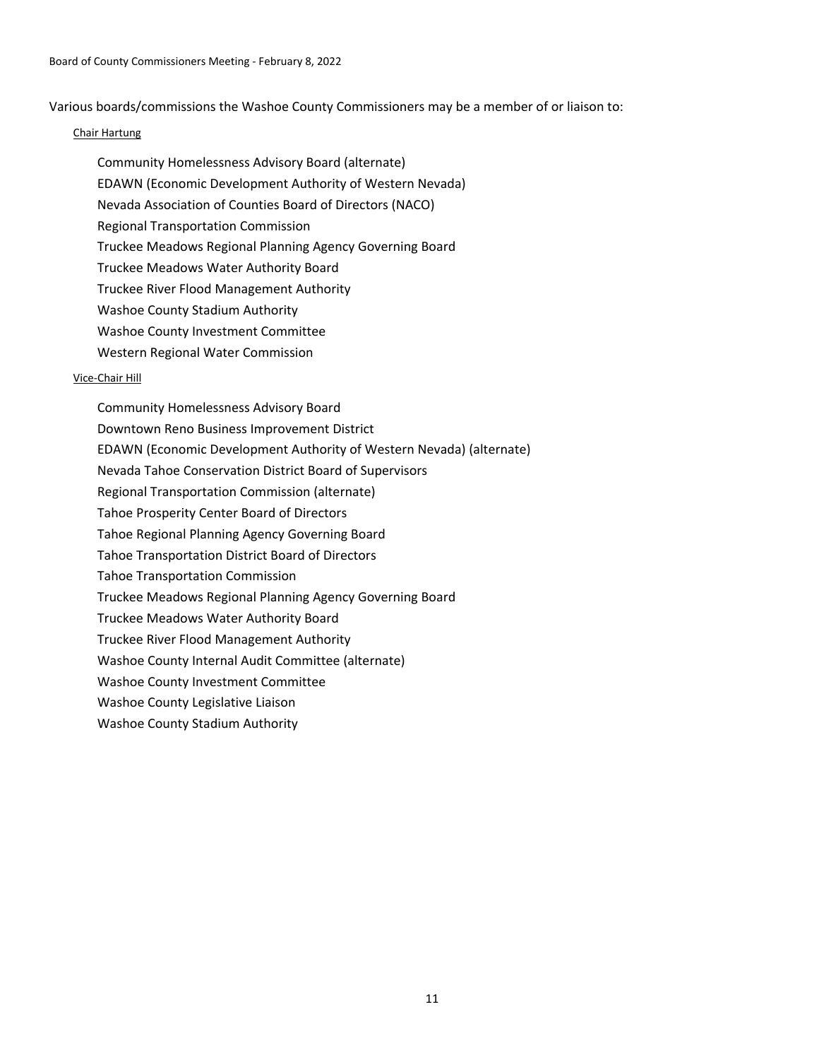Various boards/commissions the Washoe County Commissioners may be a member of or liaison to:

Chair Hartung

- Community Homelessness Advisory Board (alternate)
- EDAWN (Economic Development Authority of Western Nevada)
- Nevada Association of Counties Board of Directors (NACO)
- Regional Transportation Commission
- Truckee Meadows Regional Planning Agency Governing Board
- Truckee Meadows Water Authority Board
- Truckee River Flood Management Authority
- Washoe County Stadium Authority
- Washoe County Investment Committee
- Western Regional Water Commission

Vice-Chair Hill

- Community Homelessness Advisory Board
- Downtown Reno Business Improvement District
- EDAWN (Economic Development Authority of Western Nevada) (alternate)
- Nevada Tahoe Conservation District Board of Supervisors
- Regional Transportation Commission (alternate)
- Tahoe Prosperity Center Board of Directors
- Tahoe Regional Planning Agency Governing Board
- Tahoe Transportation District Board of Directors
- Tahoe Transportation Commission
- Truckee Meadows Regional Planning Agency Governing Board
- Truckee Meadows Water Authority Board
- Truckee River Flood Management Authority
- Washoe County Internal Audit Committee (alternate)
- Washoe County Investment Committee
- Washoe County Legislative Liaison
- Washoe County Stadium Authority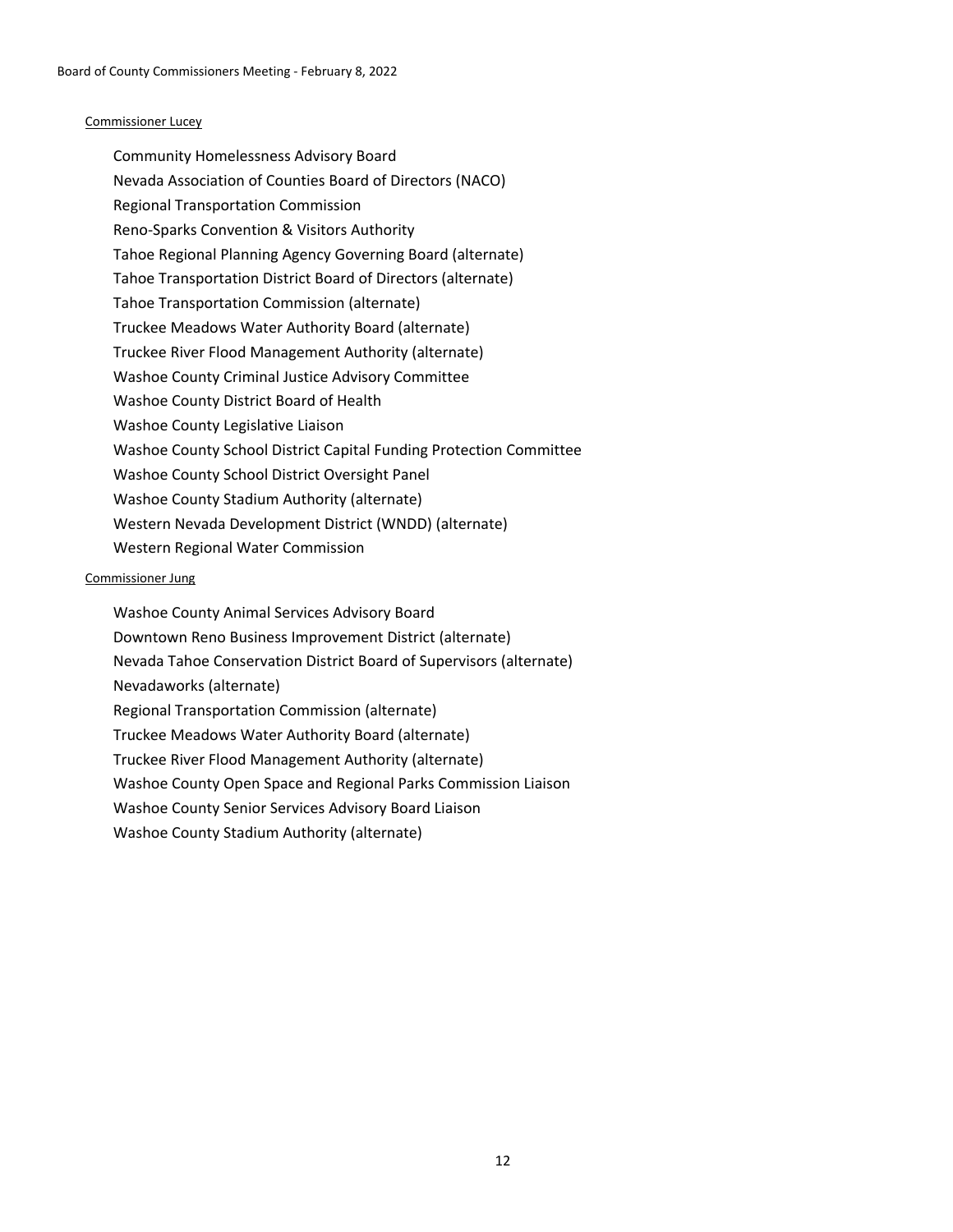Commissioner Lucey

Community Homelessness Advisory Board
Nevada Association of Counties Board of Directors (NACO)
Regional Transportation Commission
Reno-Sparks Convention & Visitors Authority
Tahoe Regional Planning Agency Governing Board (alternate)
Tahoe Transportation District Board of Directors (alternate)
Tahoe Transportation Commission (alternate)
Truckee Meadows Water Authority Board (alternate)
Truckee River Flood Management Authority (alternate)
Washoe County Criminal Justice Advisory Committee
Washoe County District Board of Health
Washoe County Legislative Liaison
Washoe County School District Capital Funding Protection Committee
Washoe County School District Oversight Panel
Washoe County Stadium Authority (alternate)
Western Nevada Development District (WNDD) (alternate)
Western Regional Water Commission

Commissioner Jung

Washoe County Animal Services Advisory Board
Downtown Reno Business Improvement District (alternate)
Nevada Tahoe Conservation District Board of Supervisors (alternate)
Nevadaworks (alternate)
Regional Transportation Commission (alternate)
Truckee Meadows Water Authority Board (alternate)
Truckee River Flood Management Authority (alternate)
Washoe County Open Space and Regional Parks Commission Liaison
Washoe County Senior Services Advisory Board Liaison
Washoe County Stadium Authority (alternate)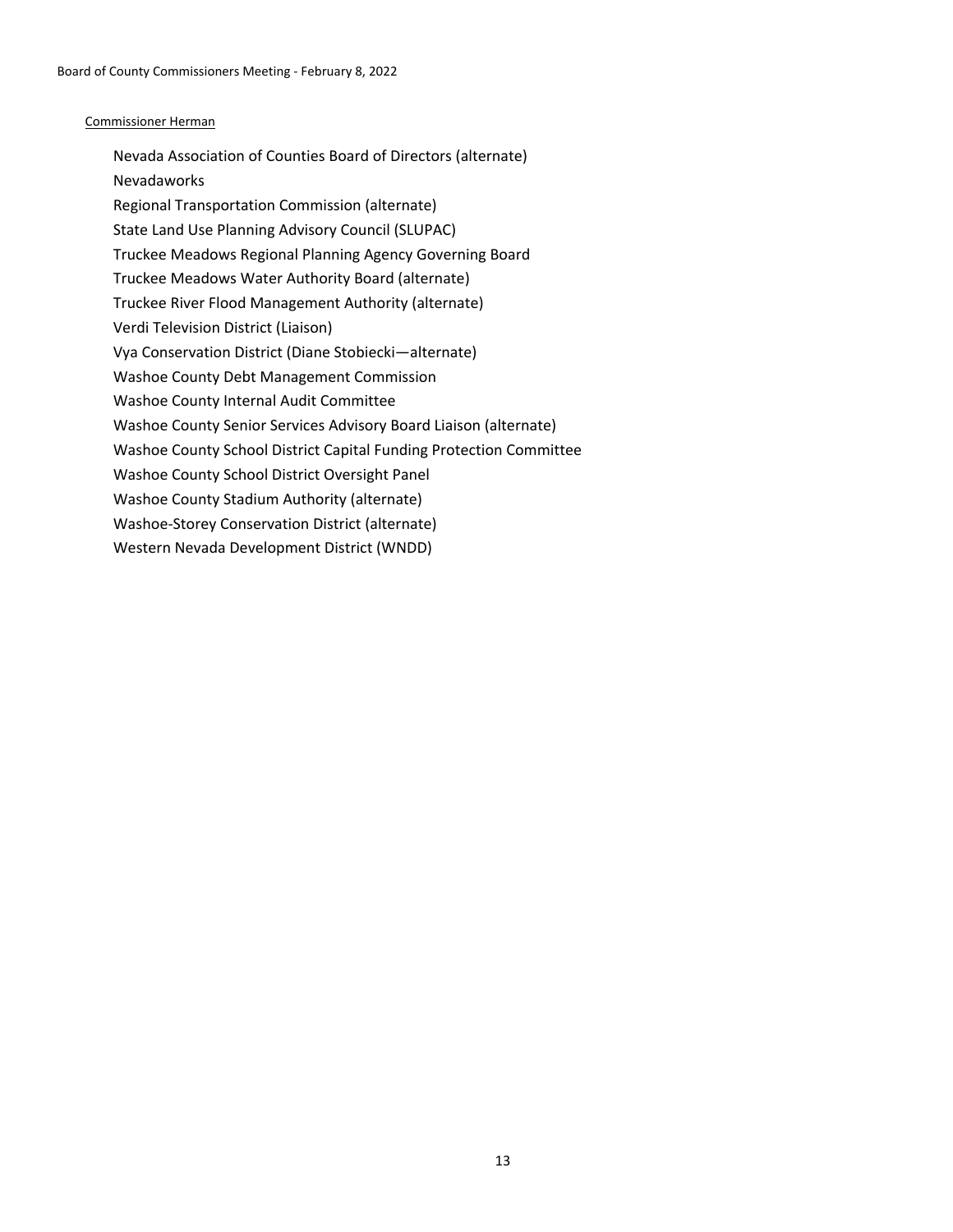Commissioner Herman

Nevada Association of Counties Board of Directors (alternate)
Nevadaworks
Regional Transportation Commission (alternate)
State Land Use Planning Advisory Council (SLUPAC)
Truckee Meadows Regional Planning Agency Governing Board
Truckee Meadows Water Authority Board (alternate)
Truckee River Flood Management Authority (alternate)
Verdi Television District (Liaison)
Vya Conservation District (Diane Stobiecki—alternate)
Washoe County Debt Management Commission
Washoe County Internal Audit Committee
Washoe County Senior Services Advisory Board Liaison (alternate)
Washoe County School District Capital Funding Protection Committee
Washoe County School District Oversight Panel
Washoe County Stadium Authority (alternate)
Washoe-Storey Conservation District (alternate)
Western Nevada Development District (WNDD)